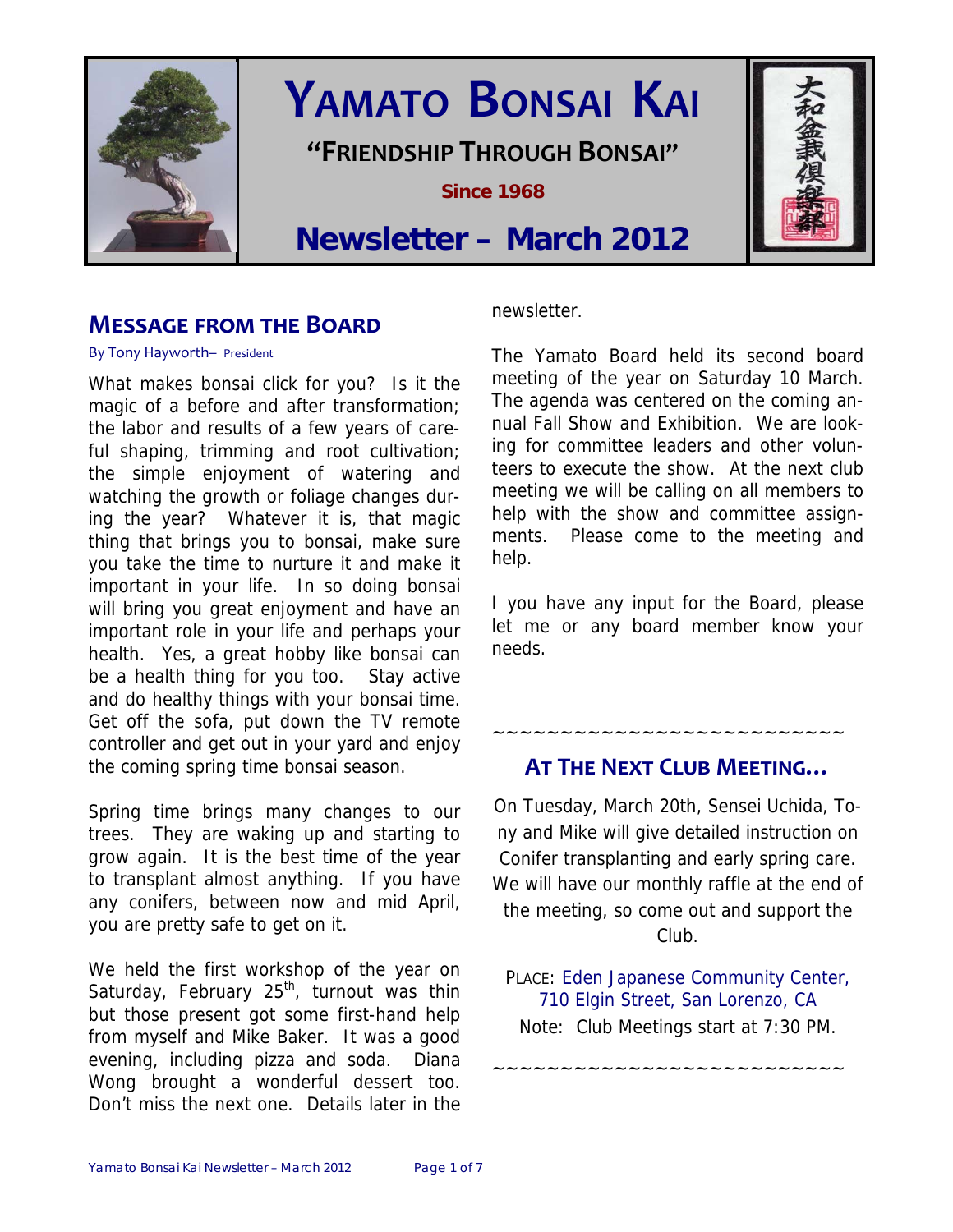# YAMATO BONSAI KAI

**"FRIENDSHIP THROUGH BONSAI"**

**Since 1968**

## Newsletter – March 2012

大和盆栽倶楽部

## MESSAGE FROM THE BOARD

By Tony Hayworth– President

What makes bonsai click for you? Is it the magic of a before and after transformation; the labor and results of a few years of careful shaping, trimming and root cultivation; the simple enjoyment of watering and watching the growth or foliage changes during the year? Whatever it is, that magic thing that brings you to bonsai, make sure you take the time to nurture it and make it important in your life. In so doing bonsai will bring you great enjoyment and have an important role in your life and perhaps your health. Yes, a great hobby like bonsai can be a health thing for you too. Stay active and do healthy things with your bonsai time. Get off the sofa, put down the TV remote controller and get out in your yard and enjoy the coming spring time bonsai season.

Spring time brings many changes to our trees. They are waking up and starting to grow again. It is the best time of the year to transplant almost anything. If you have any conifers, between now and mid April, you are pretty safe to get on it.

We held the first workshop of the year on Saturday, February 25th, turnout was thin but those present got some first-hand help from myself and Mike Baker. It was a good evening, including pizza and soda. Diana Wong brought a wonderful dessert too. Don't miss the next one. Details later in the newsletter.

The Yamato Board held its second board meeting of the year on Saturday 10 March. The agenda was centered on the coming annual Fall Show and Exhibition. We are looking for committee leaders and other volunteers to execute the show. At the next club meeting we will be calling on all members to help with the show and committee assignments. Please come to the meeting and help.

I you have any input for the Board, please let me or any board member know your needs.

~~~~~~~~~~~~~~~~~~~~~~~~~~

## AT THE NEXT CLUB MEETING…

On Tuesday, March 20th, Sensei Uchida, Tony and Mike will give detailed instruction on Conifer transplanting and early spring care. We will have our monthly raffle at the end of the meeting, so come out and support the Club.

PLACE: Eden Japanese Community Center, 710 Elgin Street, San Lorenzo, CA

Note: Club Meetings start at 7:30 PM.

~~~~~~~~~~~~~~~~~~~~~~~~~~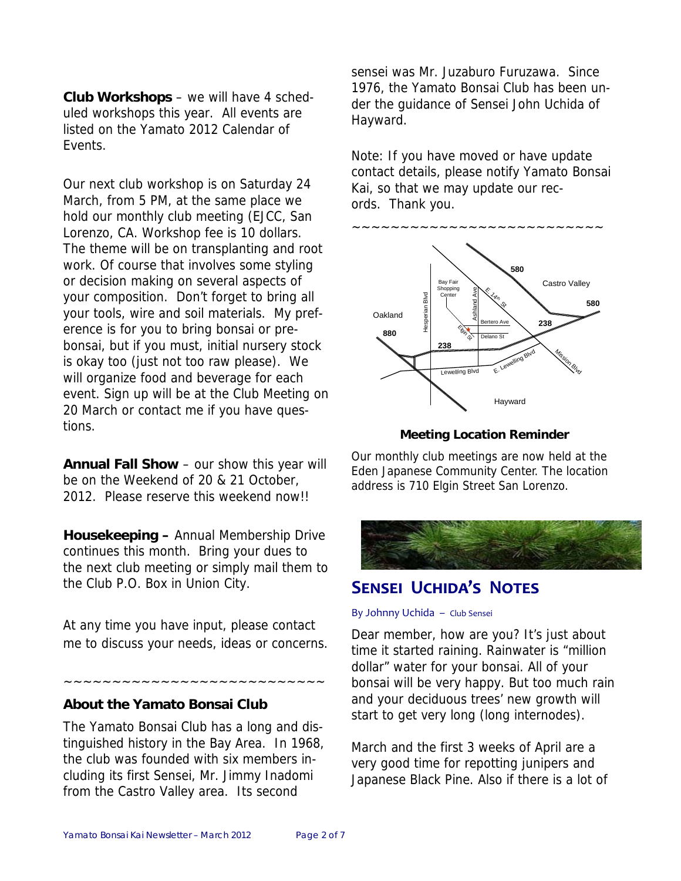**Club Workshops** – we will have 4 scheduled workshops this year. All events are listed on the Yamato 2012 Calendar of Events.

Our next club workshop is on Saturday 24 March, from 5 PM, at the same place we hold our monthly club meeting (EJCC, San Lorenzo, CA. Workshop fee is 10 dollars. The theme will be on transplanting and root work. Of course that involves some styling or decision making on several aspects of your composition. Don't forget to bring all your tools, wire and soil materials. My preference is for you to bring bonsai or pre-bonsai, but if you must, initial nursery stock is okay too (just not too raw please). We will organize food and beverage for each event. Sign up will be at the Club Meeting on 20 March or contact me if you have questions.

**Annual Fall Show** – our show this year will be on the Weekend of 20 & 21 October, 2012. Please reserve this weekend now!!

**Housekeeping –** Annual Membership Drive continues this month. Bring your dues to the next club meeting or simply mail them to the Club P.O. Box in Union City.

At any time you have input, please contact me to discuss your needs, ideas or concerns.

~~~~~~~~~~~~~~~~~~~~~~~~~~~

### About the Yamato Bonsai Club

The Yamato Bonsai Club has a long and distinguished history in the Bay Area. In 1968, the club was founded with six members including its first Sensei, Mr. Jimmy Inadomi from the Castro Valley area. Its second sensei was Mr. Juzaburo Furuzawa. Since 1976, the Yamato Bonsai Club has been under the guidance of Sensei John Uchida of Hayward.

Note: If you have moved or have update contact details, please notify Yamato Bonsai Kai, so that we may update our records. Thank you.

~~~~~~~~~~~~~~~~~~~~~~~~~~~

**Meeting Location Reminder**

Our monthly club meetings are now held at the Eden Japanese Community Center. The location address is 710 Elgin Street San Lorenzo.

## SENSEI UCHIDA'S NOTES

By Johnny Uchida – Club Sensei

Dear member, how are you? It's just about time it started raining. Rainwater is "million dollar" water for your bonsai. All of your bonsai will be very happy. But too much rain and your deciduous trees' new growth will start to get very long (long internodes).

March and the first 3 weeks of April are a very good time for repotting junipers and Japanese Black Pine. Also if there is a lot of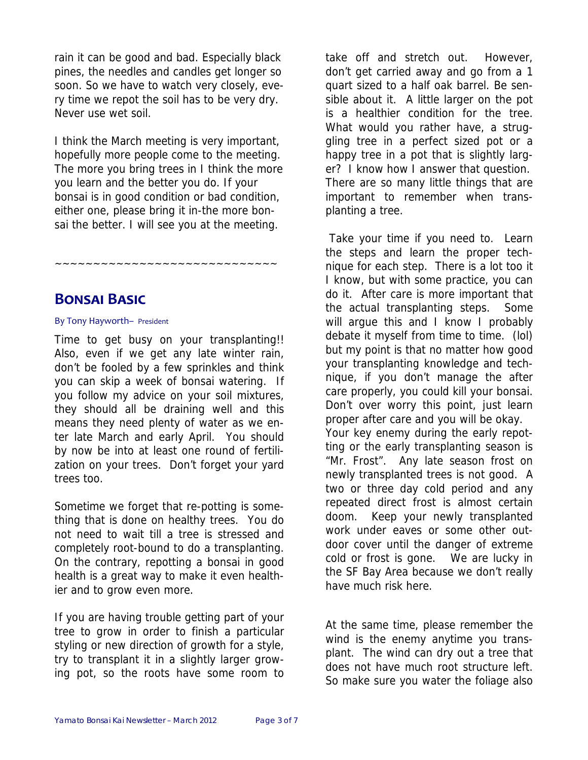rain it can be good and bad. Especially black pines, the needles and candles get longer so soon. So we have to watch very closely, every time we repot the soil has to be very dry. Never use wet soil.

I think the March meeting is very important, hopefully more people come to the meeting. The more you bring trees in I think the more you learn and the better you do. If your bonsai is in good condition or bad condition, either one, please bring it in-the more bonsai the better. I will see you at the meeting.

~~~~~~~~~~~~~~~~~~~~~~~~~~~~~

## BONSAI BASIC

By Tony Hayworth– President

Time to get busy on your transplanting!! Also, even if we get any late winter rain, don't be fooled by a few sprinkles and think you can skip a week of bonsai watering. If you follow my advice on your soil mixtures, they should all be draining well and this means they need plenty of water as we enter late March and early April. You should by now be into at least one round of fertilization on your trees. Don't forget your yard trees too.

Sometime we forget that re-potting is something that is done on healthy trees. You do not need to wait till a tree is stressed and completely root-bound to do a transplanting. On the contrary, repotting a bonsai in good health is a great way to make it even healthier and to grow even more.

If you are having trouble getting part of your tree to grow in order to finish a particular styling or new direction of growth for a style, try to transplant it in a slightly larger growing pot, so the roots have some room to take off and stretch out. However, don't get carried away and go from a 1 quart sized to a half oak barrel. Be sensible about it. A little larger on the pot is a healthier condition for the tree. What would you rather have, a struggling tree in a perfect sized pot or a happy tree in a pot that is slightly larger? I know how I answer that question. There are so many little things that are important to remember when transplanting a tree.

Take your time if you need to. Learn the steps and learn the proper technique for each step. There is a lot too it I know, but with some practice, you can do it. After care is more important that the actual transplanting steps. Some will argue this and I know I probably debate it myself from time to time. (lol) but my point is that no matter how good your transplanting knowledge and technique, if you don't manage the after care properly, you could kill your bonsai. Don't over worry this point, just learn proper after care and you will be okay.
Your key enemy during the early repotting or the early transplanting season is "Mr. Frost". Any late season frost on newly transplanted trees is not good. A two or three day cold period and any repeated direct frost is almost certain doom. Keep your newly transplanted work under eaves or some other outdoor cover until the danger of extreme cold or frost is gone. We are lucky in the SF Bay Area because we don't really have much risk here.

At the same time, please remember the wind is the enemy anytime you transplant. The wind can dry out a tree that does not have much root structure left. So make sure you water the foliage also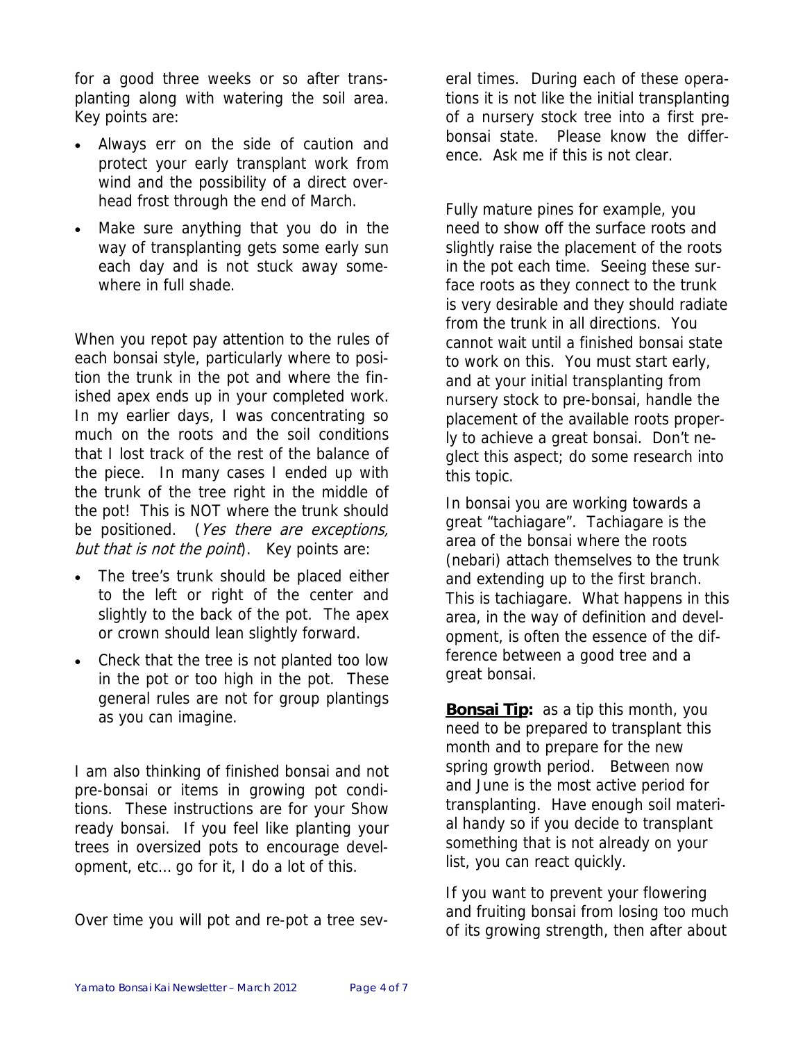for a good three weeks or so after transplanting along with watering the soil area. Key points are:

- Always err on the side of caution and protect your early transplant work from wind and the possibility of a direct overhead frost through the end of March.
- Make sure anything that you do in the way of transplanting gets some early sun each day and is not stuck away somewhere in full shade.

When you repot pay attention to the rules of each bonsai style, particularly where to position the trunk in the pot and where the finished apex ends up in your completed work. In my earlier days, I was concentrating so much on the roots and the soil conditions that I lost track of the rest of the balance of the piece. In many cases I ended up with the trunk of the tree right in the middle of the pot! This is NOT where the trunk should be positioned. (*Yes there are exceptions, but that is not the point*). Key points are:

- The tree's trunk should be placed either to the left or right of the center and slightly to the back of the pot. The apex or crown should lean slightly forward.
- Check that the tree is not planted too low in the pot or too high in the pot. These general rules are not for group plantings as you can imagine.

I am also thinking of finished bonsai and not pre-bonsai or items in growing pot conditions. These instructions are for your Show ready bonsai. If you feel like planting your trees in oversized pots to encourage development, etc… go for it, I do a lot of this.

Over time you will pot and re-pot a tree several times. During each of these operations it is not like the initial transplanting of a nursery stock tree into a first pre-bonsai state. Please know the difference. Ask me if this is not clear.

Fully mature pines for example, you need to show off the surface roots and slightly raise the placement of the roots in the pot each time. Seeing these surface roots as they connect to the trunk is very desirable and they should radiate from the trunk in all directions. You cannot wait until a finished bonsai state to work on this. You must start early, and at your initial transplanting from nursery stock to pre-bonsai, handle the placement of the available roots properly to achieve a great bonsai. Don't neglect this aspect; do some research into this topic.

In bonsai you are working towards a great "tachiagare". Tachiagare is the area of the bonsai where the roots (nebari) attach themselves to the trunk and extending up to the first branch. This is tachiagare. What happens in this area, in the way of definition and development, is often the essence of the difference between a good tree and a great bonsai.

**Bonsai Tip:** as a tip this month, you need to be prepared to transplant this month and to prepare for the new spring growth period. Between now and June is the most active period for transplanting. Have enough soil material handy so if you decide to transplant something that is not already on your list, you can react quickly.

If you want to prevent your flowering and fruiting bonsai from losing too much of its growing strength, then after about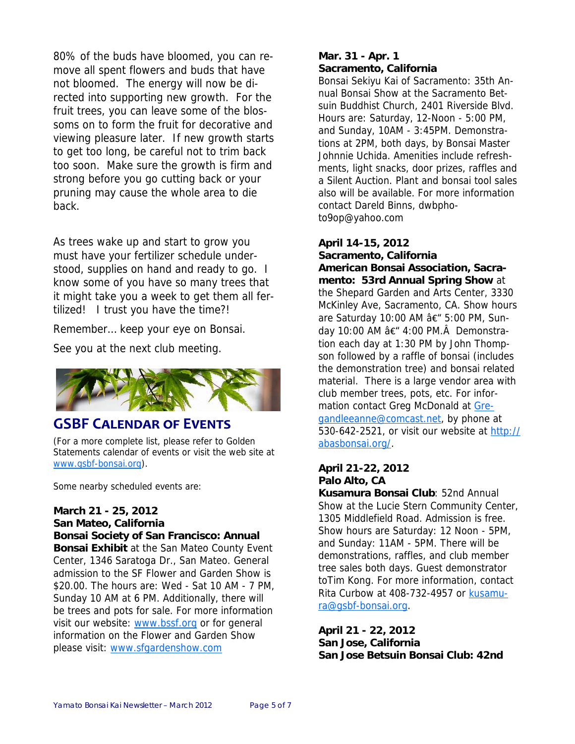80% of the buds have bloomed, you can remove all spent flowers and buds that have not bloomed. The energy will now be directed into supporting new growth. For the fruit trees, you can leave some of the blossoms on to form the fruit for decorative and viewing pleasure later. If new growth starts to get too long, be careful not to trim back too soon. Make sure the growth is firm and strong before you go cutting back or your pruning may cause the whole area to die back.

As trees wake up and start to grow you must have your fertilizer schedule understood, supplies on hand and ready to go. I know some of you have so many trees that it might take you a week to get them all fertilized! I trust you have the time?!

Remember… keep your eye on Bonsai.

See you at the next club meeting.

## GSBF Calendar of Events

(For a more complete list, please refer to Golden Statements calendar of events or visit the web site at www.gsbf-bonsai.org).

Some nearby scheduled events are:

**March 21 - 25, 2012**
**San Mateo, California**
**Bonsai Society of San Francisco: Annual Bonsai Exhibit** at the San Mateo County Event Center, 1346 Saratoga Dr., San Mateo. General admission to the SF Flower and Garden Show is $20.00. The hours are: Wed - Sat 10 AM - 7 PM, Sunday 10 AM at 6 PM. Additionally, there will be trees and pots for sale. For more information visit our website: www.bssf.org or for general information on the Flower and Garden Show please visit: www.sfgardenshow.com

**Mar. 31 - Apr. 1**
**Sacramento, California**
Bonsai Sekiyu Kai of Sacramento: 35th Annual Bonsai Show at the Sacramento Betsuin Buddhist Church, 2401 Riverside Blvd. Hours are: Saturday, 12-Noon - 5:00 PM, and Sunday, 10AM - 3:45PM. Demonstrations at 2PM, both days, by Bonsai Master Johnnie Uchida. Amenities include refreshments, light snacks, door prizes, raffles and a Silent Auction. Plant and bonsai tool sales also will be available. For more information contact Dareld Binns, dwbphoto9op@yahoo.com

**April 14-15, 2012**
**Sacramento, California**
**American Bonsai Association, Sacramento: 53rd Annual Spring Show** at the Shepard Garden and Arts Center, 3330 McKinley Ave, Sacramento, CA. Show hours are Saturday 10:00 AM â€" 5:00 PM, Sunday 10:00 AM â€" 4:00 PM.Â Demonstration each day at 1:30 PM by John Thompson followed by a raffle of bonsai (includes the demonstration tree) and bonsai related material. There is a large vendor area with club member trees, pots, etc. For information contact Greg McDonald at Gregandleeanne@comcast.net, by phone at 530-642-2521, or visit our website at http://abasbonsai.org/.

**April 21-22, 2012**
**Palo Alto, CA**
**Kusamura Bonsai Club**: 52nd Annual Show at the Lucie Stern Community Center, 1305 Middlefield Road. Admission is free. Show hours are Saturday: 12 Noon - 5PM, and Sunday: 11AM - 5PM. There will be demonstrations, raffles, and club member tree sales both days. Guest demonstrator toTim Kong. For more information, contact Rita Curbow at 408-732-4957 or kusamura@gsbf-bonsai.org.

**April 21 - 22, 2012**
**San Jose, California**
**San Jose Betsuin Bonsai Club: 42nd**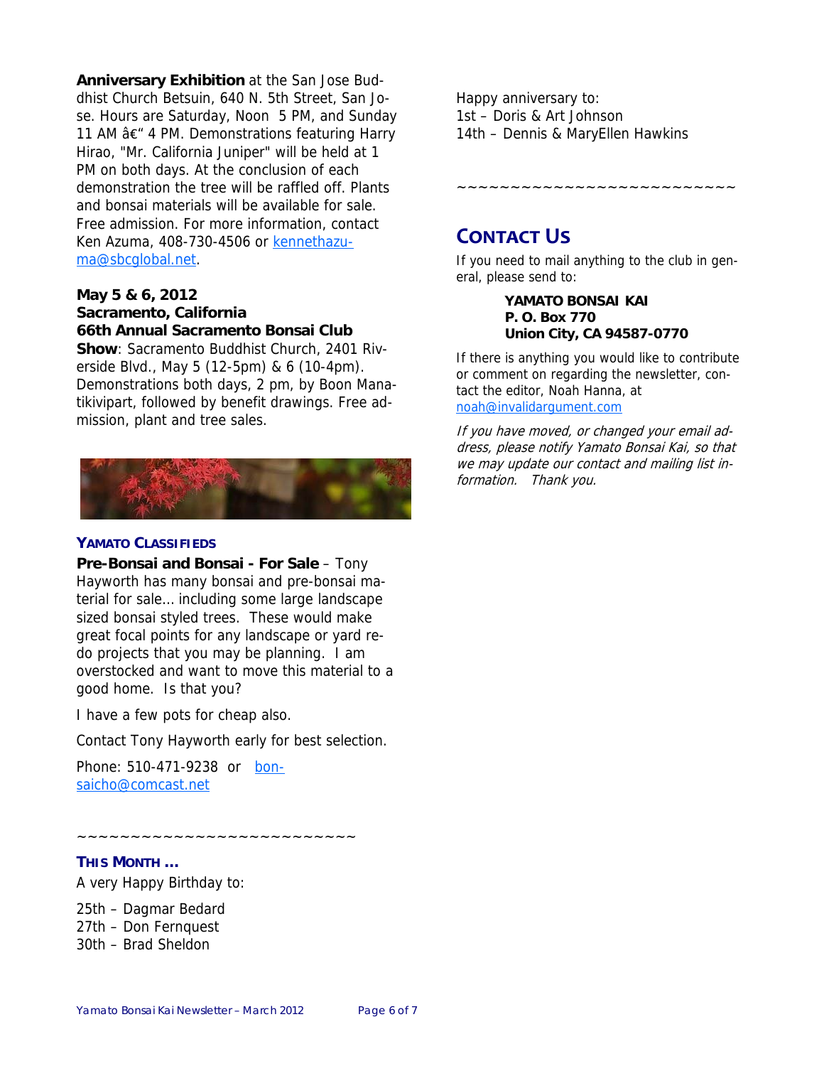**Anniversary Exhibition** at the San Jose Buddhist Church Betsuin, 640 N. 5th Street, San Jose. Hours are Saturday, Noon 5 PM, and Sunday 11 AM â€“ 4 PM. Demonstrations featuring Harry Hirao, "Mr. California Juniper" will be held at 1 PM on both days. At the conclusion of each demonstration the tree will be raffled off. Plants and bonsai materials will be available for sale. Free admission. For more information, contact Ken Azuma, 408-730-4506 or kennethazuma@sbcglobal.net.

**May 5 & 6, 2012**
**Sacramento, California**
**66th Annual Sacramento Bonsai Club Show**: Sacramento Buddhist Church, 2401 Riverside Blvd., May 5 (12-5pm) & 6 (10-4pm). Demonstrations both days, 2 pm, by Boon Manatikivipart, followed by benefit drawings. Free admission, plant and tree sales.

### YAMATO CLASSIFIEDS

**Pre-Bonsai and Bonsai - For Sale** – Tony Hayworth has many bonsai and pre-bonsai material for sale… including some large landscape sized bonsai styled trees. These would make great focal points for any landscape or yard redo projects that you may be planning. I am overstocked and want to move this material to a good home. Is that you?

I have a few pots for cheap also.

Contact Tony Hayworth early for best selection.

Phone: 510-471-9238 or bonsaicho@comcast.net

~~~~~~~~~~~~~~~~~~~~~~~~~~

### THIS MONTH …

A very Happy Birthday to:

25th – Dagmar Bedard
27th – Don Fernquest
30th – Brad Sheldon

Happy anniversary to:
1st – Doris & Art Johnson
14th – Dennis & MaryEllen Hawkins

~~~~~~~~~~~~~~~~~~~~~~~~~~

## CONTACT US

If you need to mail anything to the club in general, please send to:

**YAMATO BONSAI KAI**
**P. O. Box 770**
**Union City, CA 94587-0770**

If there is anything you would like to contribute or comment on regarding the newsletter, contact the editor, Noah Hanna, at noah@invalidargument.com

*If you have moved, or changed your email address, please notify Yamato Bonsai Kai, so that we may update our contact and mailing list information. Thank you.*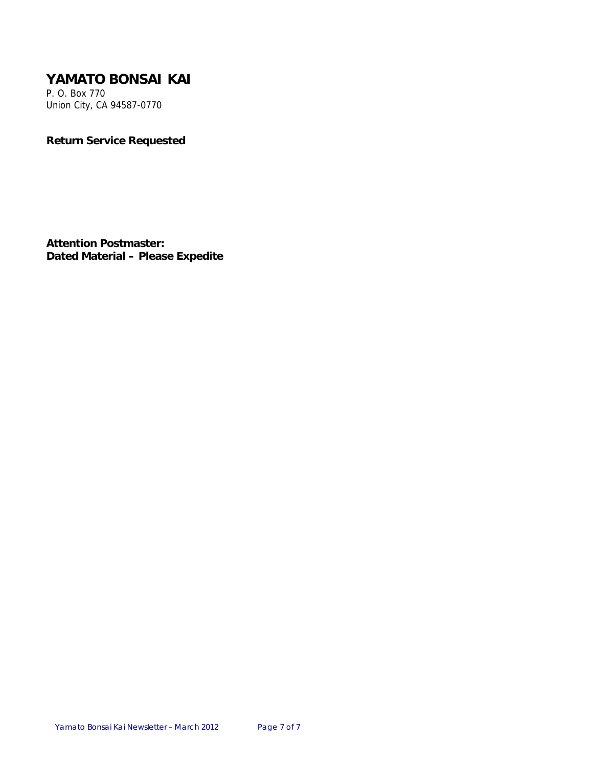**YAMATO BONSAI KAI**

P. O. Box 770
Union City, CA 94587-0770

**Return Service Requested**

**Attention Postmaster:**
**Dated Material – Please Expedite**